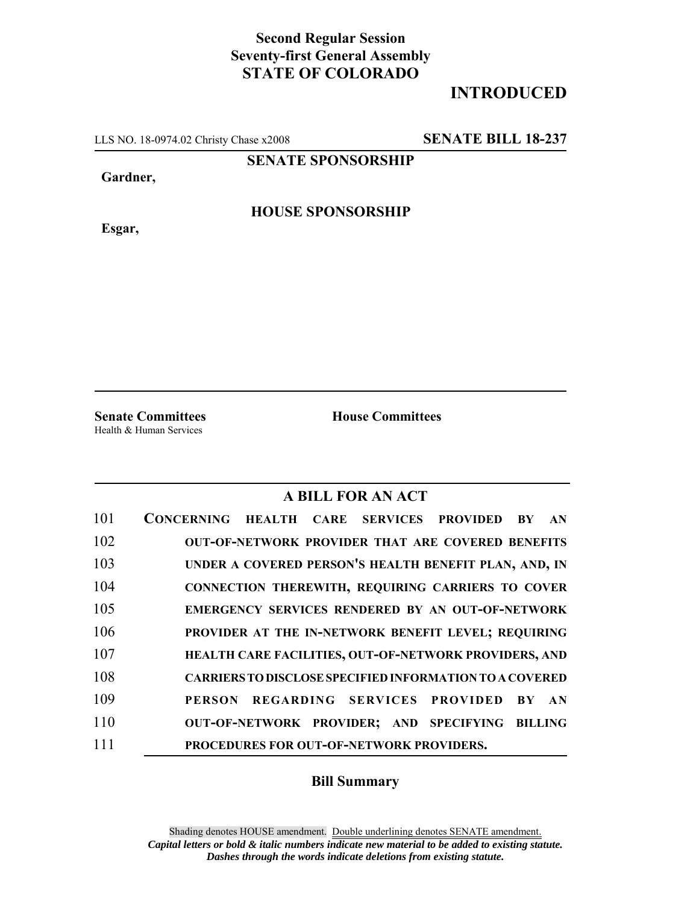**Second Regular Session**
**Seventy-first General Assembly**
**STATE OF COLORADO**

# INTRODUCED

LLS NO. 18-0974.02 Christy Chase x2008 **SENATE BILL 18-237**

**SENATE SPONSORSHIP**

**Gardner,**

**HOUSE SPONSORSHIP**

**Esgar,**

**Senate Committees**
Health & Human Services

**House Committees**

## A BILL FOR AN ACT

101 **CONCERNING HEALTH CARE SERVICES PROVIDED BY AN**
102 **OUT-OF-NETWORK PROVIDER THAT ARE COVERED BENEFITS**
103 **UNDER A COVERED PERSON'S HEALTH BENEFIT PLAN, AND, IN**
104 **CONNECTION THEREWITH, REQUIRING CARRIERS TO COVER**
105 **EMERGENCY SERVICES RENDERED BY AN OUT-OF-NETWORK**
106 **PROVIDER AT THE IN-NETWORK BENEFIT LEVEL; REQUIRING**
107 **HEALTH CARE FACILITIES, OUT-OF-NETWORK PROVIDERS, AND**
108 **CARRIERS TO DISCLOSE SPECIFIED INFORMATION TO A COVERED**
109 **PERSON REGARDING SERVICES PROVIDED BY AN**
110 **OUT-OF-NETWORK PROVIDER; AND SPECIFYING BILLING**
111 **PROCEDURES FOR OUT-OF-NETWORK PROVIDERS.**

## Bill Summary

Shading denotes HOUSE amendment. Double underlining denotes SENATE amendment.
***Capital letters or bold & italic numbers indicate new material to be added to existing statute.***
***Dashes through the words indicate deletions from existing statute.***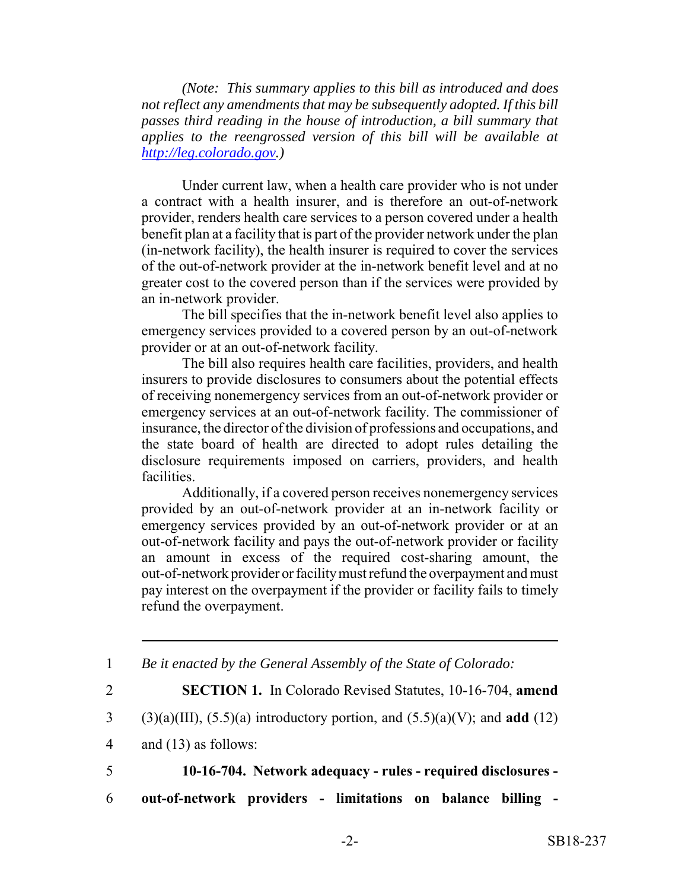*(Note: This summary applies to this bill as introduced and does not reflect any amendments that may be subsequently adopted. If this bill passes third reading in the house of introduction, a bill summary that applies to the reengrossed version of this bill will be available at http://leg.colorado.gov.)*

Under current law, when a health care provider who is not under a contract with a health insurer, and is therefore an out-of-network provider, renders health care services to a person covered under a health benefit plan at a facility that is part of the provider network under the plan (in-network facility), the health insurer is required to cover the services of the out-of-network provider at the in-network benefit level and at no greater cost to the covered person than if the services were provided by an in-network provider.

The bill specifies that the in-network benefit level also applies to emergency services provided to a covered person by an out-of-network provider or at an out-of-network facility.

The bill also requires health care facilities, providers, and health insurers to provide disclosures to consumers about the potential effects of receiving nonemergency services from an out-of-network provider or emergency services at an out-of-network facility. The commissioner of insurance, the director of the division of professions and occupations, and the state board of health are directed to adopt rules detailing the disclosure requirements imposed on carriers, providers, and health facilities.

Additionally, if a covered person receives nonemergency services provided by an out-of-network provider at an in-network facility or emergency services provided by an out-of-network provider or at an out-of-network facility and pays the out-of-network provider or facility an amount in excess of the required cost-sharing amount, the out-of-network provider or facility must refund the overpayment and must pay interest on the overpayment if the provider or facility fails to timely refund the overpayment.

---

1 *Be it enacted by the General Assembly of the State of Colorado:*

2 **SECTION 1.** In Colorado Revised Statutes, 10-16-704, **amend**

3 (3)(a)(III), (5.5)(a) introductory portion, and (5.5)(a)(V); and **add** (12)

4 and (13) as follows:

5 **10-16-704. Network adequacy - rules - required disclosures -**

6 **out-of-network providers - limitations on balance billing -**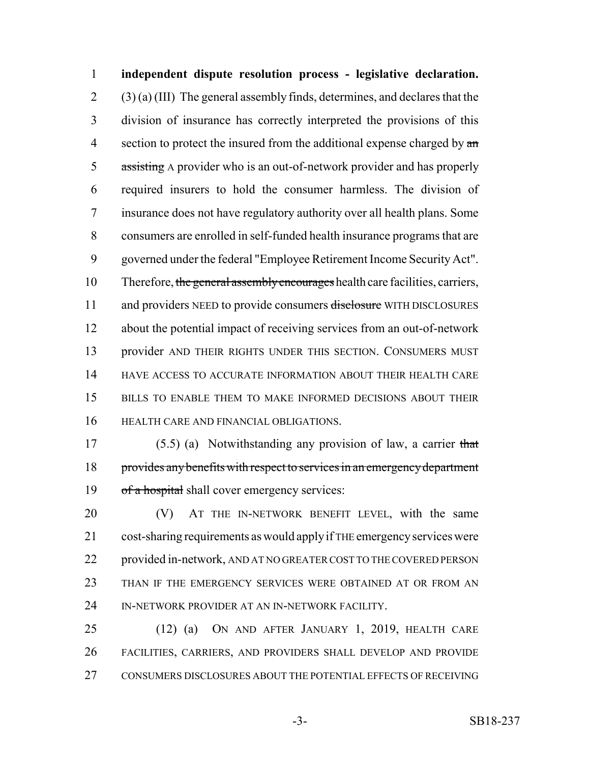**independent dispute resolution process - legislative declaration.** (3) (a) (III) The general assembly finds, determines, and declares that the division of insurance has correctly interpreted the provisions of this section to protect the insured from the additional expense charged by ~~an assisting~~ A provider who is an out-of-network provider and has properly required insurers to hold the consumer harmless. The division of insurance does not have regulatory authority over all health plans. Some consumers are enrolled in self-funded health insurance programs that are governed under the federal "Employee Retirement Income Security Act". Therefore, ~~the general assembly encourages~~ health care facilities, carriers, and providers NEED to provide consumers ~~disclosure~~ WITH DISCLOSURES about the potential impact of receiving services from an out-of-network provider AND THEIR RIGHTS UNDER THIS SECTION. CONSUMERS MUST HAVE ACCESS TO ACCURATE INFORMATION ABOUT THEIR HEALTH CARE BILLS TO ENABLE THEM TO MAKE INFORMED DECISIONS ABOUT THEIR HEALTH CARE AND FINANCIAL OBLIGATIONS.

(5.5) (a) Notwithstanding any provision of law, a carrier ~~that provides any benefits with respect to services in an emergency department of a hospital~~ shall cover emergency services:

(V) AT THE IN-NETWORK BENEFIT LEVEL, with the same cost-sharing requirements as would apply if THE emergency services were provided in-network, AND AT NO GREATER COST TO THE COVERED PERSON THAN IF THE EMERGENCY SERVICES WERE OBTAINED AT OR FROM AN IN-NETWORK PROVIDER AT AN IN-NETWORK FACILITY.

(12) (a) ON AND AFTER JANUARY 1, 2019, HEALTH CARE FACILITIES, CARRIERS, AND PROVIDERS SHALL DEVELOP AND PROVIDE CONSUMERS DISCLOSURES ABOUT THE POTENTIAL EFFECTS OF RECEIVING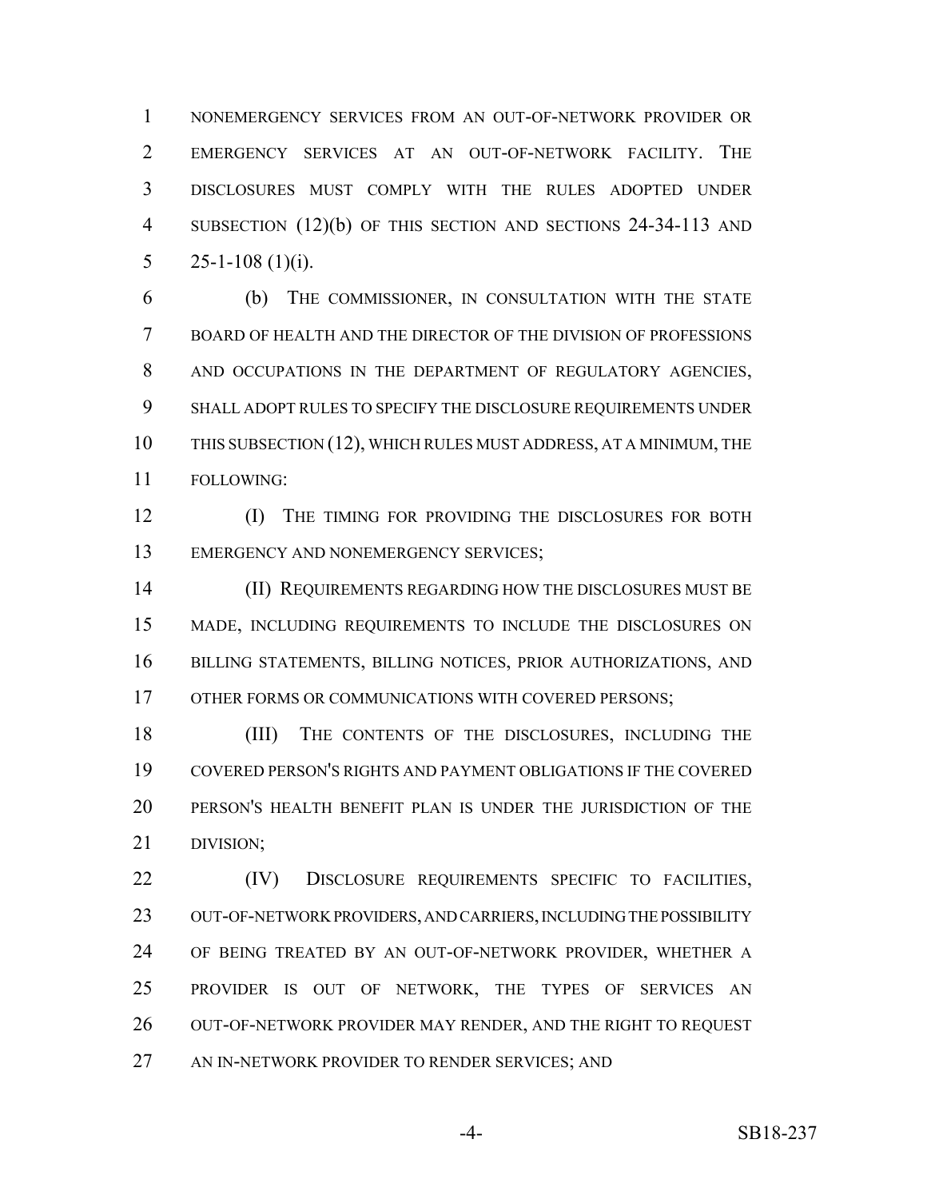NONEMERGENCY SERVICES FROM AN OUT-OF-NETWORK PROVIDER OR EMERGENCY SERVICES AT AN OUT-OF-NETWORK FACILITY. THE DISCLOSURES MUST COMPLY WITH THE RULES ADOPTED UNDER SUBSECTION (12)(b) OF THIS SECTION AND SECTIONS 24-34-113 AND 25-1-108 (1)(i).

(b) THE COMMISSIONER, IN CONSULTATION WITH THE STATE BOARD OF HEALTH AND THE DIRECTOR OF THE DIVISION OF PROFESSIONS AND OCCUPATIONS IN THE DEPARTMENT OF REGULATORY AGENCIES, SHALL ADOPT RULES TO SPECIFY THE DISCLOSURE REQUIREMENTS UNDER THIS SUBSECTION (12), WHICH RULES MUST ADDRESS, AT A MINIMUM, THE FOLLOWING:

(I) THE TIMING FOR PROVIDING THE DISCLOSURES FOR BOTH EMERGENCY AND NONEMERGENCY SERVICES;

(II) REQUIREMENTS REGARDING HOW THE DISCLOSURES MUST BE MADE, INCLUDING REQUIREMENTS TO INCLUDE THE DISCLOSURES ON BILLING STATEMENTS, BILLING NOTICES, PRIOR AUTHORIZATIONS, AND OTHER FORMS OR COMMUNICATIONS WITH COVERED PERSONS;

(III) THE CONTENTS OF THE DISCLOSURES, INCLUDING THE COVERED PERSON'S RIGHTS AND PAYMENT OBLIGATIONS IF THE COVERED PERSON'S HEALTH BENEFIT PLAN IS UNDER THE JURISDICTION OF THE DIVISION;

(IV) DISCLOSURE REQUIREMENTS SPECIFIC TO FACILITIES, OUT-OF-NETWORK PROVIDERS, AND CARRIERS, INCLUDING THE POSSIBILITY OF BEING TREATED BY AN OUT-OF-NETWORK PROVIDER, WHETHER A PROVIDER IS OUT OF NETWORK, THE TYPES OF SERVICES AN OUT-OF-NETWORK PROVIDER MAY RENDER, AND THE RIGHT TO REQUEST AN IN-NETWORK PROVIDER TO RENDER SERVICES; AND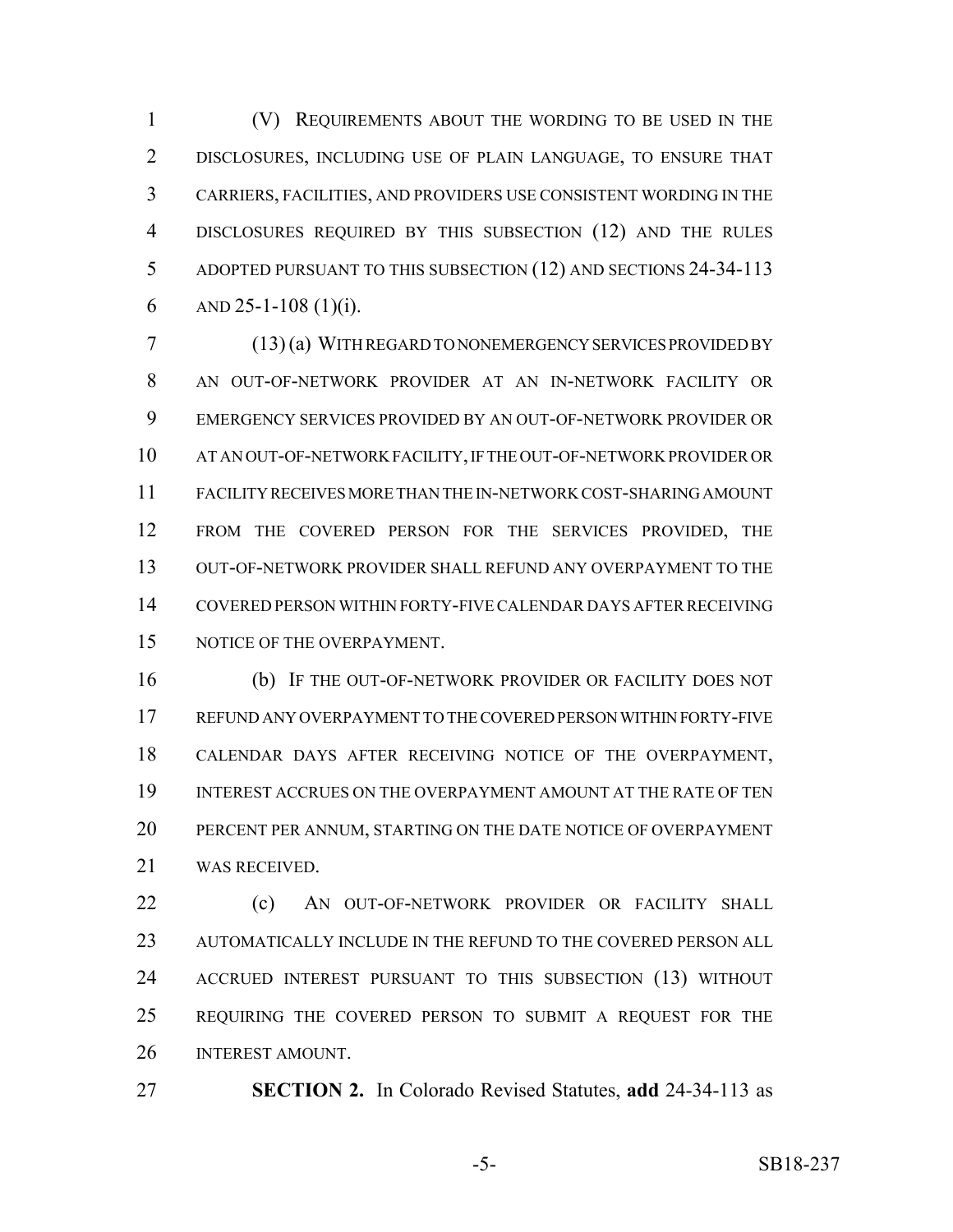(V) REQUIREMENTS ABOUT THE WORDING TO BE USED IN THE DISCLOSURES, INCLUDING USE OF PLAIN LANGUAGE, TO ENSURE THAT CARRIERS, FACILITIES, AND PROVIDERS USE CONSISTENT WORDING IN THE DISCLOSURES REQUIRED BY THIS SUBSECTION (12) AND THE RULES ADOPTED PURSUANT TO THIS SUBSECTION (12) AND SECTIONS 24-34-113 AND 25-1-108 (1)(i).

(13) (a) WITH REGARD TO NONEMERGENCY SERVICES PROVIDED BY AN OUT-OF-NETWORK PROVIDER AT AN IN-NETWORK FACILITY OR EMERGENCY SERVICES PROVIDED BY AN OUT-OF-NETWORK PROVIDER OR AT AN OUT-OF-NETWORK FACILITY, IF THE OUT-OF-NETWORK PROVIDER OR FACILITY RECEIVES MORE THAN THE IN-NETWORK COST-SHARING AMOUNT FROM THE COVERED PERSON FOR THE SERVICES PROVIDED, THE OUT-OF-NETWORK PROVIDER SHALL REFUND ANY OVERPAYMENT TO THE COVERED PERSON WITHIN FORTY-FIVE CALENDAR DAYS AFTER RECEIVING NOTICE OF THE OVERPAYMENT.

(b) IF THE OUT-OF-NETWORK PROVIDER OR FACILITY DOES NOT REFUND ANY OVERPAYMENT TO THE COVERED PERSON WITHIN FORTY-FIVE CALENDAR DAYS AFTER RECEIVING NOTICE OF THE OVERPAYMENT, INTEREST ACCRUES ON THE OVERPAYMENT AMOUNT AT THE RATE OF TEN PERCENT PER ANNUM, STARTING ON THE DATE NOTICE OF OVERPAYMENT WAS RECEIVED.

(c) AN OUT-OF-NETWORK PROVIDER OR FACILITY SHALL AUTOMATICALLY INCLUDE IN THE REFUND TO THE COVERED PERSON ALL ACCRUED INTEREST PURSUANT TO THIS SUBSECTION (13) WITHOUT REQUIRING THE COVERED PERSON TO SUBMIT A REQUEST FOR THE INTEREST AMOUNT.

**SECTION 2.** In Colorado Revised Statutes, **add** 24-34-113 as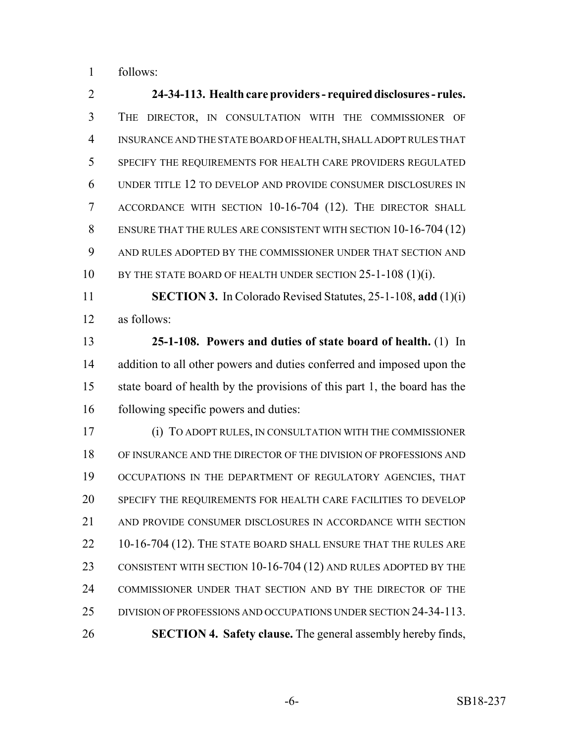follows:

**24-34-113. Health care providers - required disclosures - rules.** THE DIRECTOR, IN CONSULTATION WITH THE COMMISSIONER OF INSURANCE AND THE STATE BOARD OF HEALTH, SHALL ADOPT RULES THAT SPECIFY THE REQUIREMENTS FOR HEALTH CARE PROVIDERS REGULATED UNDER TITLE 12 TO DEVELOP AND PROVIDE CONSUMER DISCLOSURES IN ACCORDANCE WITH SECTION 10-16-704 (12). THE DIRECTOR SHALL ENSURE THAT THE RULES ARE CONSISTENT WITH SECTION 10-16-704 (12) AND RULES ADOPTED BY THE COMMISSIONER UNDER THAT SECTION AND BY THE STATE BOARD OF HEALTH UNDER SECTION 25-1-108 (1)(i).

**SECTION 3.** In Colorado Revised Statutes, 25-1-108, **add** (1)(i) as follows:

**25-1-108. Powers and duties of state board of health.** (1) In addition to all other powers and duties conferred and imposed upon the state board of health by the provisions of this part 1, the board has the following specific powers and duties:

(i) TO ADOPT RULES, IN CONSULTATION WITH THE COMMISSIONER OF INSURANCE AND THE DIRECTOR OF THE DIVISION OF PROFESSIONS AND OCCUPATIONS IN THE DEPARTMENT OF REGULATORY AGENCIES, THAT SPECIFY THE REQUIREMENTS FOR HEALTH CARE FACILITIES TO DEVELOP AND PROVIDE CONSUMER DISCLOSURES IN ACCORDANCE WITH SECTION 10-16-704 (12). THE STATE BOARD SHALL ENSURE THAT THE RULES ARE CONSISTENT WITH SECTION 10-16-704 (12) AND RULES ADOPTED BY THE COMMISSIONER UNDER THAT SECTION AND BY THE DIRECTOR OF THE DIVISION OF PROFESSIONS AND OCCUPATIONS UNDER SECTION 24-34-113.

**SECTION 4. Safety clause.** The general assembly hereby finds,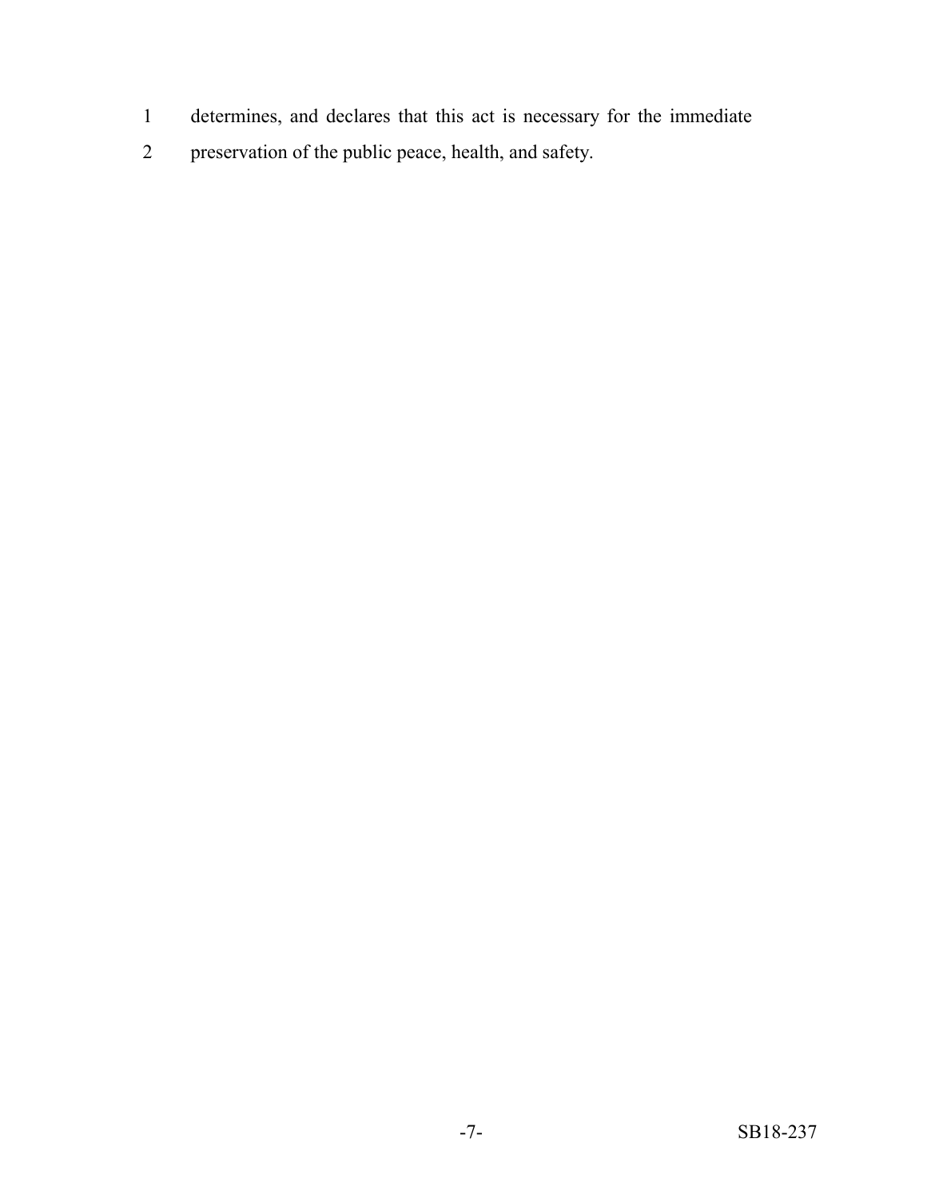1 determines, and declares that this act is necessary for the immediate
2 preservation of the public peace, health, and safety.